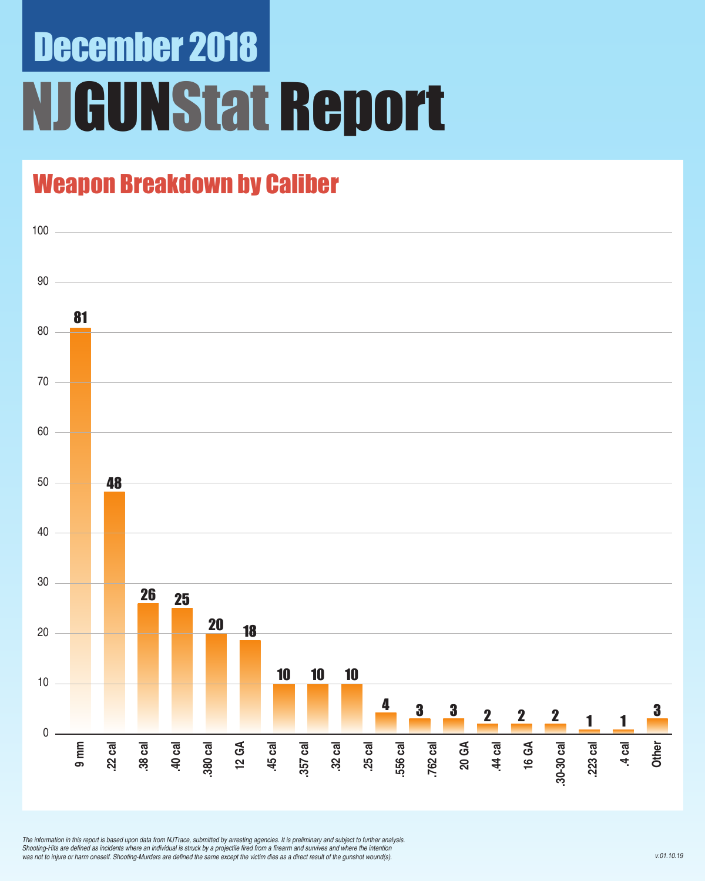# December 2018

# NJGUNStat Report

## Weapon Breakdown by Caliber

| Caliber | Count |
|---|---|
| 9 mm | 81 |
| .22 cal | 48 |
| .38 cal | 26 |
| .40 cal | 25 |
| .380 cal | 20 |
| 12 GA | 18 |
| .45 cal | 10 |
| .357 cal | 10 |
| .32 cal | 10 |
| .25 cal | 4 |
| .556 cal | 3 |
| .762 cal | 3 |
| 20 GA | 2 |
| .44 cal | 2 |
| 16 GA | 2 |
| .30-30 cal | 1 |
| .223 cal | 1 |
| .4 cal | 3 |
| Other | 3 |

*The information in this report is based upon data from NJTrace, submitted by arresting agencies. It is preliminary and subject to further analysis. Shooting-Hits are defined as incidents where an individual is struck by a projectile fired from a firearm and survives and where the intention was not to injure or harm oneself. Shooting-Murders are defined the same except the victim dies as a direct result of the gunshot wound(s).*

v.01.10.19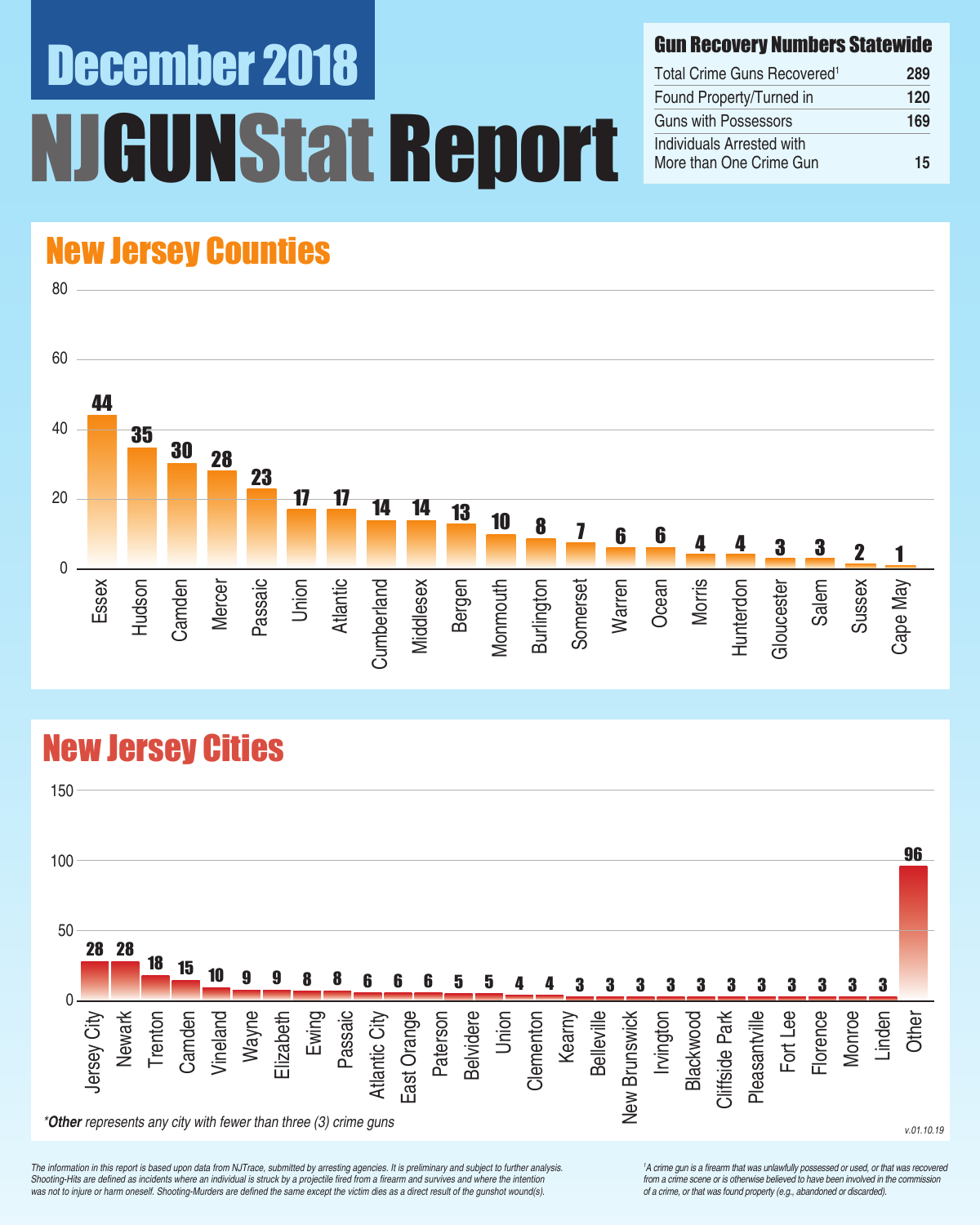# December 2018

# NJGUNStat Report

| Gun Recovery Numbers Statewide | |
|---|---|
| Total Crime Guns Recovered[1] | 289 |
| Found Property/Turned in | 120 |
| Guns with Possessors | 169 |
| Individuals Arrested with More than One Crime Gun | 15 |

## New Jersey Counties

| County | Crime Guns |
|---|---|
| Essex | 44 |
| Hudson | 35 |
| Camden | 30 |
| Mercer | 28 |
| Passaic | 23 |
| Union | 17 |
| Atlantic | 17 |
| Cumberland | 14 |
| Middlesex | 14 |
| Bergen | 13 |
| Monmouth | 10 |
| Burlington | 8 |
| Somerset | 7 |
| Warren | 6 |
| Ocean | 6 |
| Morris | 4 |
| Hunterdon | 4 |
| Gloucester | 3 |
| Salem | 3 |
| Sussex | 2 |
| Cape May | 1 |

## New Jersey Cities

| City | Crime Guns |
|---|---|
| Jersey City | 28 |
| Newark | 28 |
| Trenton | 18 |
| Camden | 15 |
| Vineland | 10 |
| Wayne | 9 |
| Elizabeth | 9 |
| Ewing | 8 |
| Passaic | 8 |
| Atlantic City | 6 |
| East Orange | 6 |
| Paterson | 6 |
| Belvidere | 5 |
| Union | 5 |
| Clementon | 4 |
| Kearny | 4 |
| Belleville | 3 |
| New Brunswick | 3 |
| Irvington | 3 |
| Blackwood | 3 |
| Cliffside Park | 3 |
| Pleasantville | 3 |
| Fort Lee | 3 |
| Florence | 3 |
| Monroe | 3 |
| Linden | 3 |
| Other | 96 |

**Other** *represents any city with fewer than three (3) crime guns*

v.01.10.19

*The information in this report is based upon data from NJTrace, submitted by arresting agencies. It is preliminary and subject to further analysis. Shooting-Hits are defined as incidents where an individual is struck by a projectile fired from a firearm and survives and where the intention was not to injure or harm oneself. Shooting-Murders are defined the same except the victim dies as a direct result of the gunshot wound(s).*

*[1] A crime gun is a firearm that was unlawfully possessed or used, or that was recovered from a crime scene or is otherwise believed to have been involved in the commission of a crime, or that was found property (e.g., abandoned or discarded).*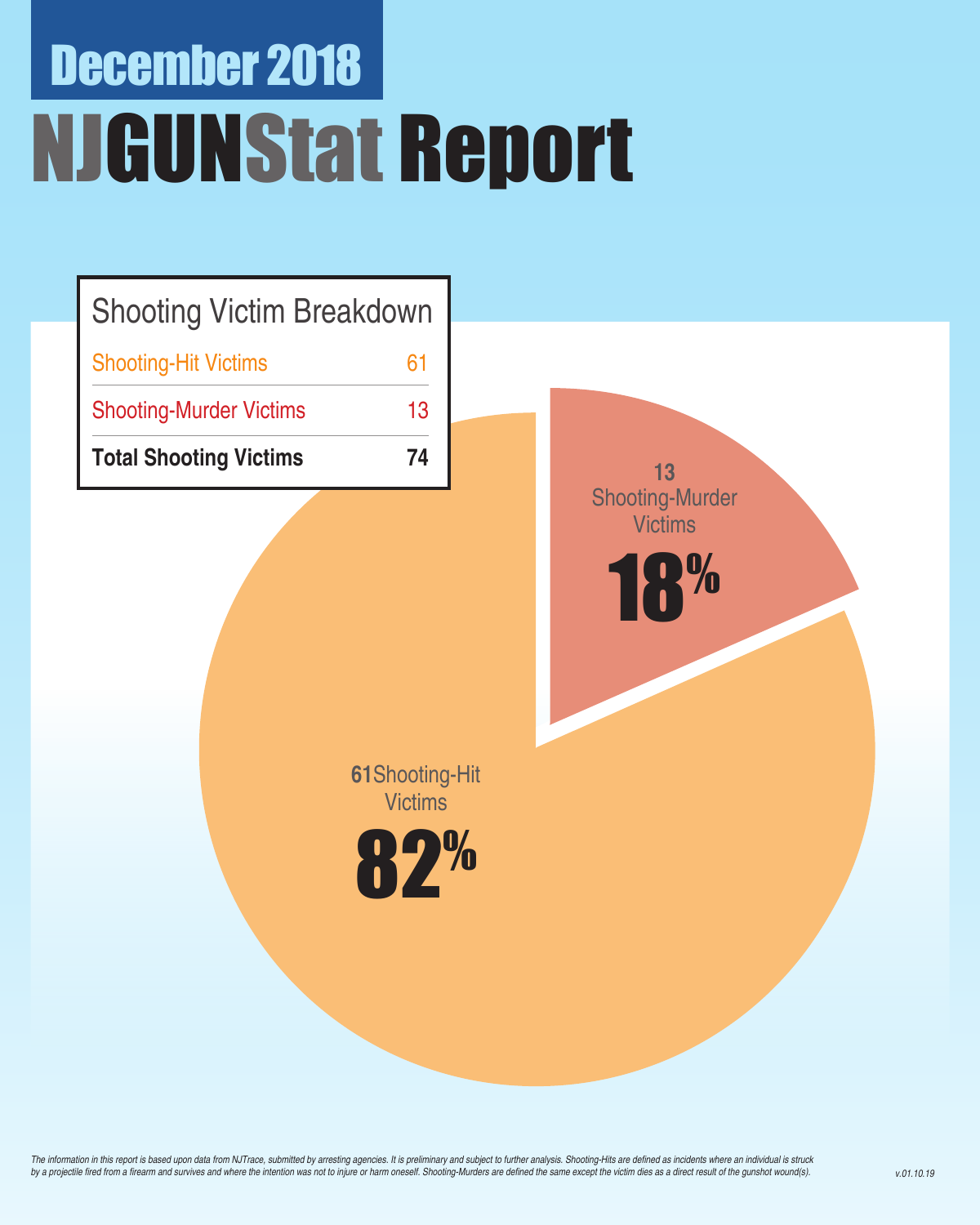# December 2018

# NJGUNStat Report

## Shooting Victim Breakdown

| | |
|---|---|
| Shooting-Hit Victims | 61 |
| Shooting-Murder Victims | 13 |
| **Total Shooting Victims** | **74** |

13 Shooting-Murder Victims

18%

61 Shooting-Hit Victims

82%

*The information in this report is based upon data from NJTrace, submitted by arresting agencies. It is preliminary and subject to further analysis. Shooting-Hits are defined as incidents where an individual is struck by a projectile fired from a firearm and survives and where the intention was not to injure or harm oneself. Shooting-Murders are defined the same except the victim dies as a direct result of the gunshot wound(s).*

*v.01.10.19*